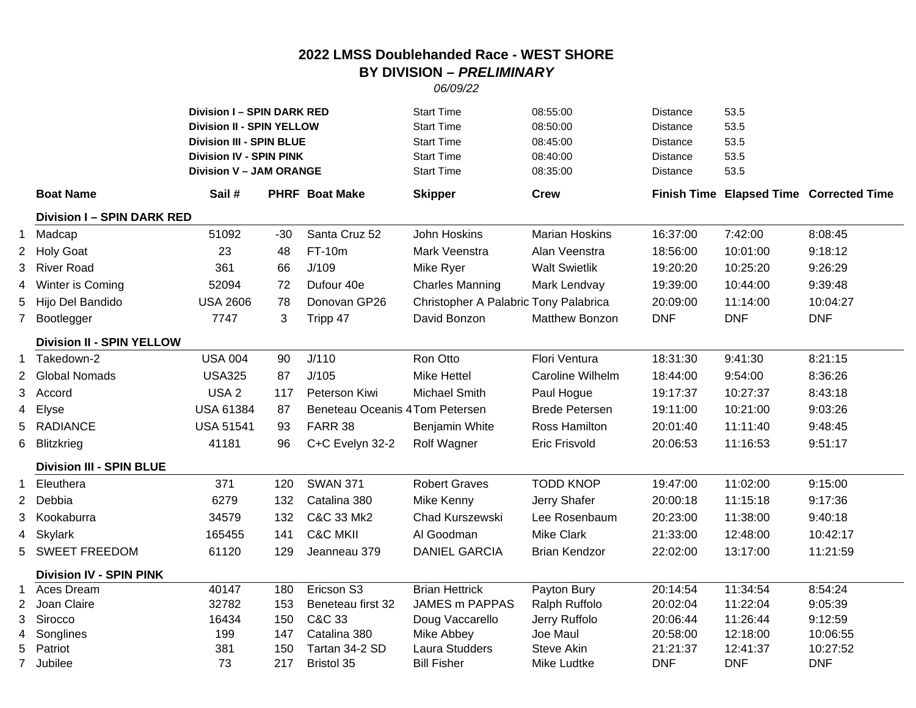# 2022 LMSS Doublehanded Race - WEST SHORE

## BY DIVISION – *PRELIMINARY*

*06/09/22*

| Division | | Start Time | | Distance |
|---|---|---|---|---|
| **Division I – SPIN DARK RED** | Start Time | 08:55:00 | Distance | 53.5 |
| **Division II - SPIN YELLOW** | Start Time | 08:50:00 | Distance | 53.5 |
| **Division III - SPIN BLUE** | Start Time | 08:45:00 | Distance | 53.5 |
| **Division IV - SPIN PINK** | Start Time | 08:40:00 | Distance | 53.5 |
| **Division V – JAM ORANGE** | Start Time | 08:35:00 | Distance | 53.5 |

| | Boat Name | Sail # | PHRF | Boat Make | Skipper | Crew | Finish Time | Elapsed Time | Corrected Time |
|---|---|---|---|---|---|---|---|---|---|
| | **Division I – SPIN DARK RED** | | | | | | | | |
| 1 | Madcap | 51092 | -30 | Santa Cruz 52 | John Hoskins | Marian Hoskins | 16:37:00 | 7:42:00 | 8:08:45 |
| 2 | Holy Goat | 23 | 48 | FT-10m | Mark Veenstra | Alan Veenstra | 18:56:00 | 10:01:00 | 9:18:12 |
| 3 | River Road | 361 | 66 | J/109 | Mike Ryer | Walt Swietlik | 19:20:20 | 10:25:20 | 9:26:29 |
| 4 | Winter is Coming | 52094 | 72 | Dufour 40e | Charles Manning | Mark Lendvay | 19:39:00 | 10:44:00 | 9:39:48 |
| 5 | Hijo Del Bandido | USA 2606 | 78 | Donovan GP26 | Christopher A Palabric | Tony Palabrica | 20:09:00 | 11:14:00 | 10:04:27 |
| 7 | Bootlegger | 7747 | 3 | Tripp 47 | David Bonzon | Matthew Bonzon | DNF | DNF | DNF |
| | **Division II - SPIN YELLOW** | | | | | | | | |
| 1 | Takedown-2 | USA 004 | 90 | J/110 | Ron Otto | Flori Ventura | 18:31:30 | 9:41:30 | 8:21:15 |
| 2 | Global Nomads | USA325 | 87 | J/105 | Mike Hettel | Caroline Wilhelm | 18:44:00 | 9:54:00 | 8:36:26 |
| 3 | Accord | USA 2 | 117 | Peterson Kiwi | Michael Smith | Paul Hogue | 19:17:37 | 10:27:37 | 8:43:18 |
| 4 | Elyse | USA 61384 | 87 | Beneteau Oceanis 4 | Tom Petersen | Brede Petersen | 19:11:00 | 10:21:00 | 9:03:26 |
| 5 | RADIANCE | USA 51541 | 93 | FARR 38 | Benjamin White | Ross Hamilton | 20:01:40 | 11:11:40 | 9:48:45 |
| 6 | Blitzkrieg | 41181 | 96 | C+C Evelyn 32-2 | Rolf Wagner | Eric Frisvold | 20:06:53 | 11:16:53 | 9:51:17 |
| | **Division III - SPIN BLUE** | | | | | | | | |
| 1 | Eleuthera | 371 | 120 | SWAN 371 | Robert Graves | TODD KNOP | 19:47:00 | 11:02:00 | 9:15:00 |
| 2 | Debbia | 6279 | 132 | Catalina 380 | Mike Kenny | Jerry Shafer | 20:00:18 | 11:15:18 | 9:17:36 |
| 3 | Kookaburra | 34579 | 132 | C&C 33 Mk2 | Chad Kurszewski | Lee Rosenbaum | 20:23:00 | 11:38:00 | 9:40:18 |
| 4 | Skylark | 165455 | 141 | C&C MKII | Al Goodman | Mike Clark | 21:33:00 | 12:48:00 | 10:42:17 |
| 5 | SWEET FREEDOM | 61120 | 129 | Jeanneau 379 | DANIEL GARCIA | Brian Kendzor | 22:02:00 | 13:17:00 | 11:21:59 |
| | **Division IV - SPIN PINK** | | | | | | | | |
| 1 | Aces Dream | 40147 | 180 | Ericson S3 | Brian Hettrick | Payton Bury | 20:14:54 | 11:34:54 | 8:54:24 |
| 2 | Joan Claire | 32782 | 153 | Beneteau first 32 | JAMES m PAPPAS | Ralph Ruffolo | 20:02:04 | 11:22:04 | 9:05:39 |
| 3 | Sirocco | 16434 | 150 | C&C 33 | Doug Vaccarello | Jerry Ruffolo | 20:06:44 | 11:26:44 | 9:12:59 |
| 4 | Songlines | 199 | 147 | Catalina 380 | Mike Abbey | Joe Maul | 20:58:00 | 12:18:00 | 10:06:55 |
| 5 | Patriot | 381 | 150 | Tartan 34-2 SD | Laura Studders | Steve Akin | 21:21:37 | 12:41:37 | 10:27:52 |
| 7 | Jubilee | 73 | 217 | Bristol 35 | Bill Fisher | Mike Ludtke | DNF | DNF | DNF |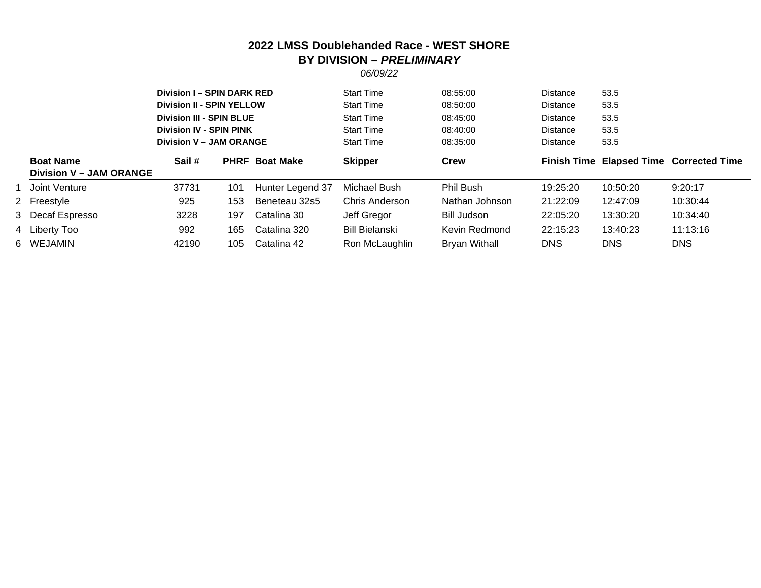# 2022 LMSS Doublehanded Race - WEST SHORE

## BY DIVISION – *PRELIMINARY*

*06/09/22*

| Division | | Start Time | | Distance |
|---|---|---|---|---|
| **Division I – SPIN DARK RED** | Start Time | 08:55:00 | Distance | 53.5 |
| **Division II - SPIN YELLOW** | Start Time | 08:50:00 | Distance | 53.5 |
| **Division III - SPIN BLUE** | Start Time | 08:45:00 | Distance | 53.5 |
| **Division IV - SPIN PINK** | Start Time | 08:40:00 | Distance | 53.5 |
| **Division V – JAM ORANGE** | Start Time | 08:35:00 | Distance | 53.5 |

| | **Boat Name** | **Sail #** | **PHRF** | **Boat Make** | **Skipper** | **Crew** | **Finish Time** | **Elapsed Time** | **Corrected Time** |
|---|---|---|---|---|---|---|---|---|---|
| | **Division V – JAM ORANGE** | | | | | | | | |
| 1 | Joint Venture | 37731 | 101 | Hunter Legend 37 | Michael Bush | Phil Bush | 19:25:20 | 10:50:20 | 9:20:17 |
| 2 | Freestyle | 925 | 153 | Beneteau 32s5 | Chris Anderson | Nathan Johnson | 21:22:09 | 12:47:09 | 10:30:44 |
| 3 | Decaf Espresso | 3228 | 197 | Catalina 30 | Jeff Gregor | Bill Judson | 22:05:20 | 13:30:20 | 10:34:40 |
| 4 | Liberty Too | 992 | 165 | Catalina 320 | Bill Bielanski | Kevin Redmond | 22:15:23 | 13:40:23 | 11:13:16 |
| 6 | ~~WEJAMIN~~ | ~~42190~~ | ~~105~~ | ~~Catalina 42~~ | ~~Ron McLaughlin~~ | ~~Bryan Withall~~ | DNS | DNS | DNS |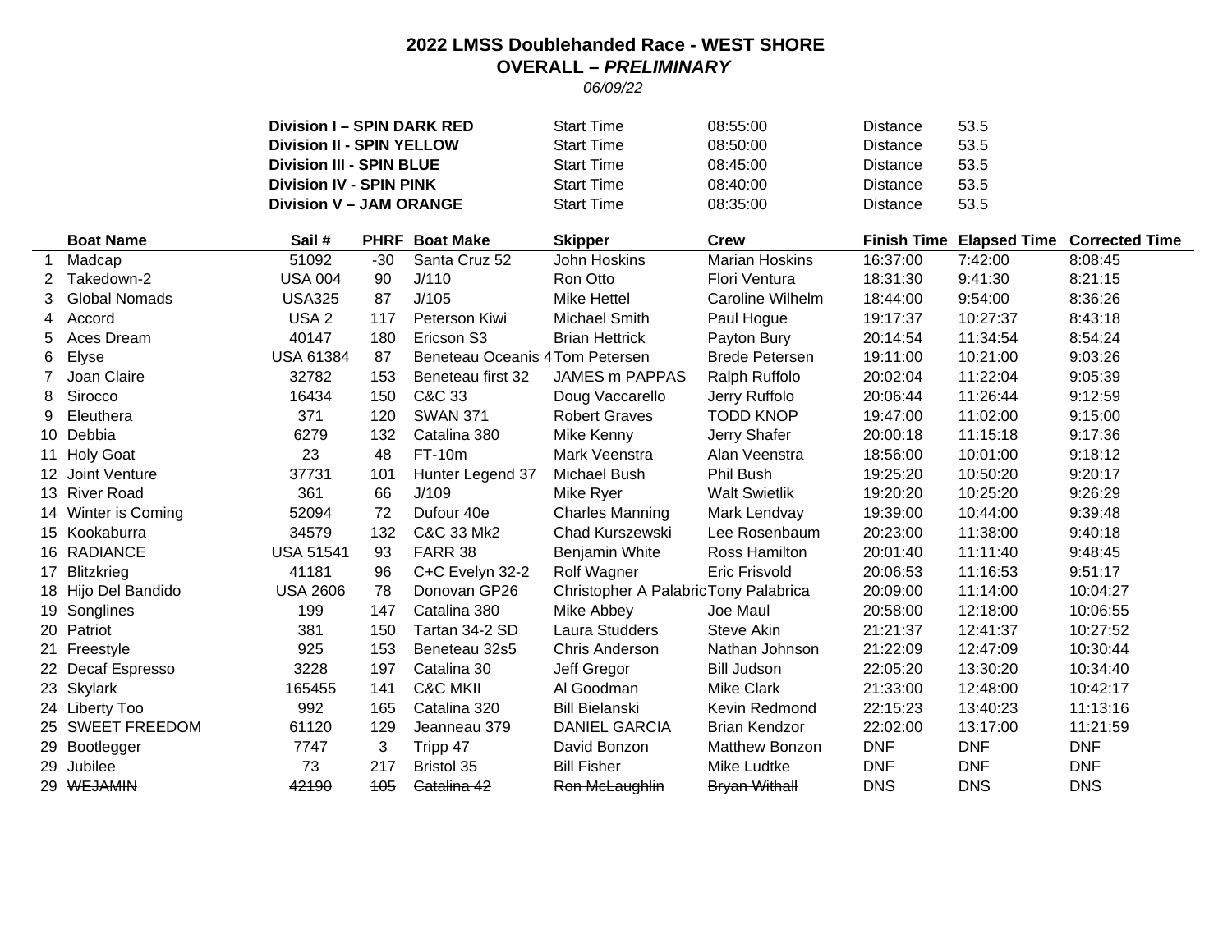# 2022 LMSS Doublehanded Race - WEST SHORE

## OVERALL – *PRELIMINARY*

*06/09/22*

| Division | | Start Time | | Distance |
|---|---|---|---|---|
| **Division I – SPIN DARK RED** | Start Time | 08:55:00 | Distance | 53.5 |
| **Division II - SPIN YELLOW** | Start Time | 08:50:00 | Distance | 53.5 |
| **Division III - SPIN BLUE** | Start Time | 08:45:00 | Distance | 53.5 |
| **Division IV - SPIN PINK** | Start Time | 08:40:00 | Distance | 53.5 |
| **Division V – JAM ORANGE** | Start Time | 08:35:00 | Distance | 53.5 |

| | Boat Name | Sail # | PHRF | Boat Make | Skipper | Crew | Finish Time | Elapsed Time | Corrected Time |
|---|---|---|---|---|---|---|---|---|---|
| 1 | Madcap | 51092 | -30 | Santa Cruz 52 | John Hoskins | Marian Hoskins | 16:37:00 | 7:42:00 | 8:08:45 |
| 2 | Takedown-2 | USA 004 | 90 | J/110 | Ron Otto | Flori Ventura | 18:31:30 | 9:41:30 | 8:21:15 |
| 3 | Global Nomads | USA325 | 87 | J/105 | Mike Hettel | Caroline Wilhelm | 18:44:00 | 9:54:00 | 8:36:26 |
| 4 | Accord | USA 2 | 117 | Peterson Kiwi | Michael Smith | Paul Hogue | 19:17:37 | 10:27:37 | 8:43:18 |
| 5 | Aces Dream | 40147 | 180 | Ericson S3 | Brian Hettrick | Payton Bury | 20:14:54 | 11:34:54 | 8:54:24 |
| 6 | Elyse | USA 61384 | 87 | Beneteau Oceanis 4 | Tom Petersen | Brede Petersen | 19:11:00 | 10:21:00 | 9:03:26 |
| 7 | Joan Claire | 32782 | 153 | Beneteau first 32 | JAMES m PAPPAS | Ralph Ruffolo | 20:02:04 | 11:22:04 | 9:05:39 |
| 8 | Sirocco | 16434 | 150 | C&C 33 | Doug Vaccarello | Jerry Ruffolo | 20:06:44 | 11:26:44 | 9:12:59 |
| 9 | Eleuthera | 371 | 120 | SWAN 371 | Robert Graves | TODD KNOP | 19:47:00 | 11:02:00 | 9:15:00 |
| 10 | Debbia | 6279 | 132 | Catalina 380 | Mike Kenny | Jerry Shafer | 20:00:18 | 11:15:18 | 9:17:36 |
| 11 | Holy Goat | 23 | 48 | FT-10m | Mark Veenstra | Alan Veenstra | 18:56:00 | 10:01:00 | 9:18:12 |
| 12 | Joint Venture | 37731 | 101 | Hunter Legend 37 | Michael Bush | Phil Bush | 19:25:20 | 10:50:20 | 9:20:17 |
| 13 | River Road | 361 | 66 | J/109 | Mike Ryer | Walt Swietlik | 19:20:20 | 10:25:20 | 9:26:29 |
| 14 | Winter is Coming | 52094 | 72 | Dufour 40e | Charles Manning | Mark Lendvay | 19:39:00 | 10:44:00 | 9:39:48 |
| 15 | Kookaburra | 34579 | 132 | C&C 33 Mk2 | Chad Kurszewski | Lee Rosenbaum | 20:23:00 | 11:38:00 | 9:40:18 |
| 16 | RADIANCE | USA 51541 | 93 | FARR 38 | Benjamin White | Ross Hamilton | 20:01:40 | 11:11:40 | 9:48:45 |
| 17 | Blitzkrieg | 41181 | 96 | C+C Evelyn 32-2 | Rolf Wagner | Eric Frisvold | 20:06:53 | 11:16:53 | 9:51:17 |
| 18 | Hijo Del Bandido | USA 2606 | 78 | Donovan GP26 | Christopher A Palabric | Tony Palabrica | 20:09:00 | 11:14:00 | 10:04:27 |
| 19 | Songlines | 199 | 147 | Catalina 380 | Mike Abbey | Joe Maul | 20:58:00 | 12:18:00 | 10:06:55 |
| 20 | Patriot | 381 | 150 | Tartan 34-2 SD | Laura Studders | Steve Akin | 21:21:37 | 12:41:37 | 10:27:52 |
| 21 | Freestyle | 925 | 153 | Beneteau 32s5 | Chris Anderson | Nathan Johnson | 21:22:09 | 12:47:09 | 10:30:44 |
| 22 | Decaf Espresso | 3228 | 197 | Catalina 30 | Jeff Gregor | Bill Judson | 22:05:20 | 13:30:20 | 10:34:40 |
| 23 | Skylark | 165455 | 141 | C&C MKII | Al Goodman | Mike Clark | 21:33:00 | 12:48:00 | 10:42:17 |
| 24 | Liberty Too | 992 | 165 | Catalina 320 | Bill Bielanski | Kevin Redmond | 22:15:23 | 13:40:23 | 11:13:16 |
| 25 | SWEET FREEDOM | 61120 | 129 | Jeanneau 379 | DANIEL GARCIA | Brian Kendzor | 22:02:00 | 13:17:00 | 11:21:59 |
| 29 | Bootlegger | 7747 | 3 | Tripp 47 | David Bonzon | Matthew Bonzon | DNF | DNF | DNF |
| 29 | Jubilee | 73 | 217 | Bristol 35 | Bill Fisher | Mike Ludtke | DNF | DNF | DNF |
| 29 | ~~WEJAMIN~~ | ~~42190~~ | ~~105~~ | ~~Catalina 42~~ | ~~Ron McLaughlin~~ | ~~Bryan Withall~~ | DNS | DNS | DNS |